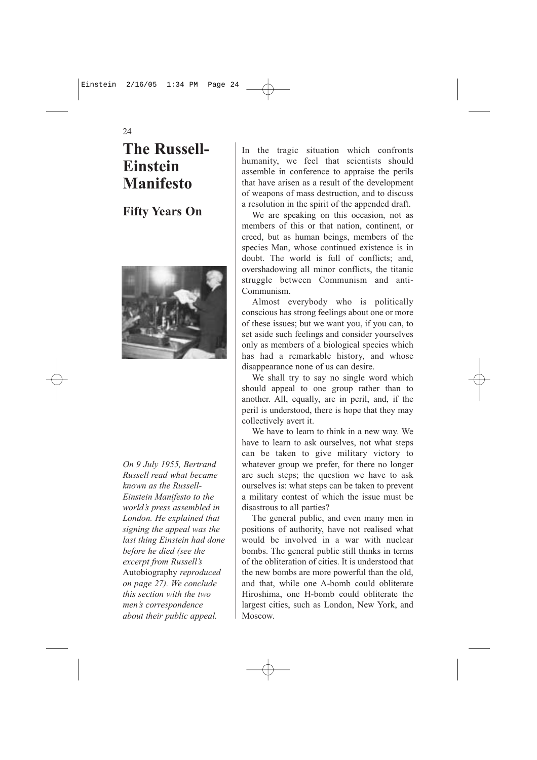# The Russell-Einstein Manifesto

## Fifty Years On

*On 9 July 1955, Bertrand Russell read what became known as the Russell-Einstein Manifesto to the world's press assembled in London. He explained that signing the appeal was the last thing Einstein had done before he died (see the excerpt from Russell's* Autobiography *reproduced on page 27). We conclude this section with the two men's correspondence about their public appeal.*

In the tragic situation which confronts humanity, we feel that scientists should assemble in conference to appraise the perils that have arisen as a result of the development of weapons of mass destruction, and to discuss a resolution in the spirit of the appended draft.

We are speaking on this occasion, not as members of this or that nation, continent, or creed, but as human beings, members of the species Man, whose continued existence is in doubt. The world is full of conflicts; and, overshadowing all minor conflicts, the titanic struggle between Communism and anti-Communism.

Almost everybody who is politically conscious has strong feelings about one or more of these issues; but we want you, if you can, to set aside such feelings and consider yourselves only as members of a biological species which has had a remarkable history, and whose disappearance none of us can desire.

We shall try to say no single word which should appeal to one group rather than to another. All, equally, are in peril, and, if the peril is understood, there is hope that they may collectively avert it.

We have to learn to think in a new way. We have to learn to ask ourselves, not what steps can be taken to give military victory to whatever group we prefer, for there no longer are such steps; the question we have to ask ourselves is: what steps can be taken to prevent a military contest of which the issue must be disastrous to all parties?

The general public, and even many men in positions of authority, have not realised what would be involved in a war with nuclear bombs. The general public still thinks in terms of the obliteration of cities. It is understood that the new bombs are more powerful than the old, and that, while one A-bomb could obliterate Hiroshima, one H-bomb could obliterate the largest cities, such as London, New York, and Moscow.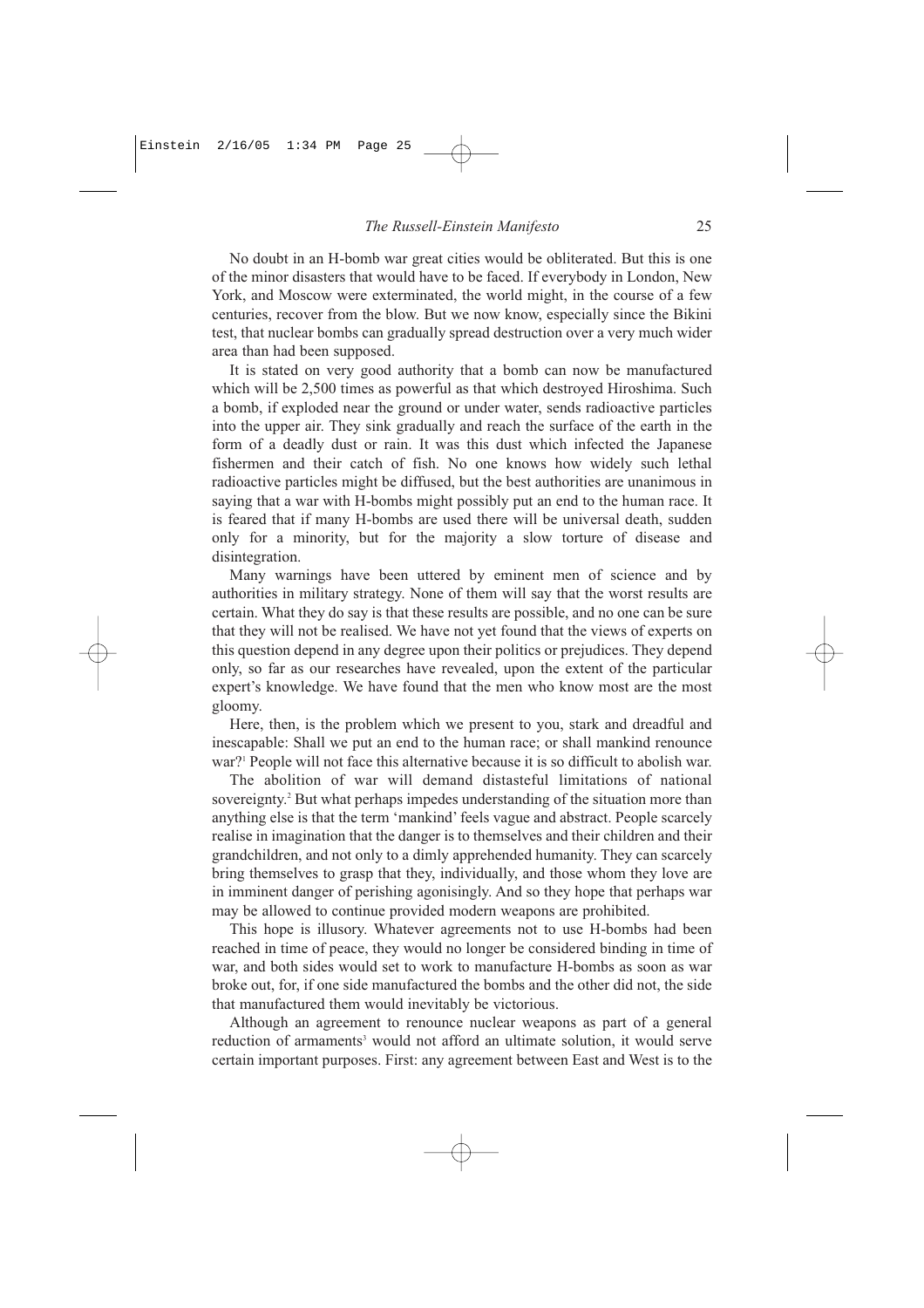No doubt in an H-bomb war great cities would be obliterated. But this is one of the minor disasters that would have to be faced. If everybody in London, New York, and Moscow were exterminated, the world might, in the course of a few centuries, recover from the blow. But we now know, especially since the Bikini test, that nuclear bombs can gradually spread destruction over a very much wider area than had been supposed.

It is stated on very good authority that a bomb can now be manufactured which will be 2,500 times as powerful as that which destroyed Hiroshima. Such a bomb, if exploded near the ground or under water, sends radioactive particles into the upper air. They sink gradually and reach the surface of the earth in the form of a deadly dust or rain. It was this dust which infected the Japanese fishermen and their catch of fish. No one knows how widely such lethal radioactive particles might be diffused, but the best authorities are unanimous in saying that a war with H-bombs might possibly put an end to the human race. It is feared that if many H-bombs are used there will be universal death, sudden only for a minority, but for the majority a slow torture of disease and disintegration.

Many warnings have been uttered by eminent men of science and by authorities in military strategy. None of them will say that the worst results are certain. What they do say is that these results are possible, and no one can be sure that they will not be realised. We have not yet found that the views of experts on this question depend in any degree upon their politics or prejudices. They depend only, so far as our researches have revealed, upon the extent of the particular expert's knowledge. We have found that the men who know most are the most gloomy.

Here, then, is the problem which we present to you, stark and dreadful and inescapable: Shall we put an end to the human race; or shall mankind renounce war?[1] People will not face this alternative because it is so difficult to abolish war.

The abolition of war will demand distasteful limitations of national sovereignty.[2] But what perhaps impedes understanding of the situation more than anything else is that the term 'mankind' feels vague and abstract. People scarcely realise in imagination that the danger is to themselves and their children and their grandchildren, and not only to a dimly apprehended humanity. They can scarcely bring themselves to grasp that they, individually, and those whom they love are in imminent danger of perishing agonisingly. And so they hope that perhaps war may be allowed to continue provided modern weapons are prohibited.

This hope is illusory. Whatever agreements not to use H-bombs had been reached in time of peace, they would no longer be considered binding in time of war, and both sides would set to work to manufacture H-bombs as soon as war broke out, for, if one side manufactured the bombs and the other did not, the side that manufactured them would inevitably be victorious.

Although an agreement to renounce nuclear weapons as part of a general reduction of armaments[3] would not afford an ultimate solution, it would serve certain important purposes. First: any agreement between East and West is to the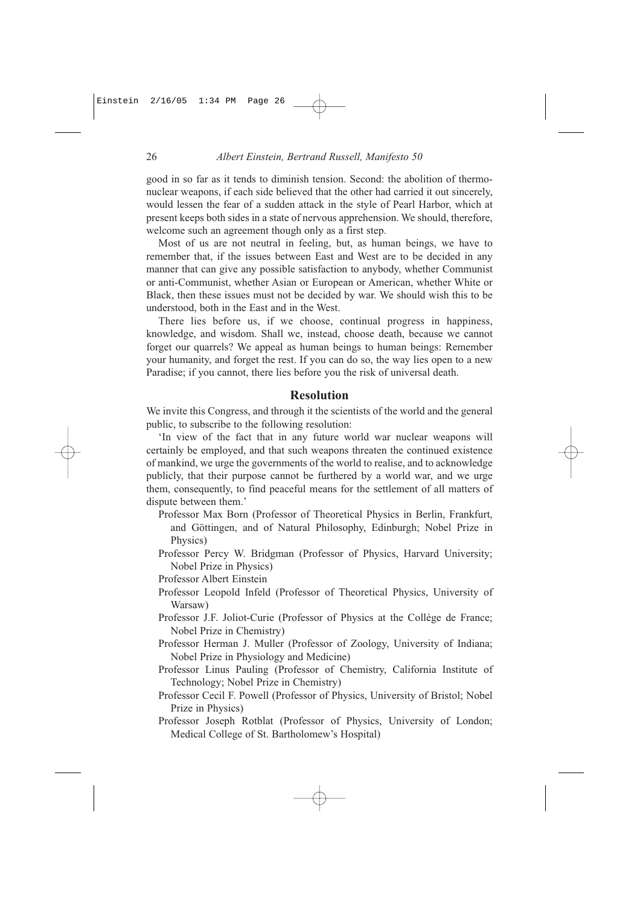good in so far as it tends to diminish tension. Second: the abolition of thermonuclear weapons, if each side believed that the other had carried it out sincerely, would lessen the fear of a sudden attack in the style of Pearl Harbor, which at present keeps both sides in a state of nervous apprehension. We should, therefore, welcome such an agreement though only as a first step.

Most of us are not neutral in feeling, but, as human beings, we have to remember that, if the issues between East and West are to be decided in any manner that can give any possible satisfaction to anybody, whether Communist or anti-Communist, whether Asian or European or American, whether White or Black, then these issues must not be decided by war. We should wish this to be understood, both in the East and in the West.

There lies before us, if we choose, continual progress in happiness, knowledge, and wisdom. Shall we, instead, choose death, because we cannot forget our quarrels? We appeal as human beings to human beings: Remember your humanity, and forget the rest. If you can do so, the way lies open to a new Paradise; if you cannot, there lies before you the risk of universal death.

## Resolution

We invite this Congress, and through it the scientists of the world and the general public, to subscribe to the following resolution:

'In view of the fact that in any future world war nuclear weapons will certainly be employed, and that such weapons threaten the continued existence of mankind, we urge the governments of the world to realise, and to acknowledge publicly, that their purpose cannot be furthered by a world war, and we urge them, consequently, to find peaceful means for the settlement of all matters of dispute between them.'

Professor Max Born (Professor of Theoretical Physics in Berlin, Frankfurt, and Göttingen, and of Natural Philosophy, Edinburgh; Nobel Prize in Physics)

Professor Percy W. Bridgman (Professor of Physics, Harvard University; Nobel Prize in Physics)

Professor Albert Einstein

Professor Leopold Infeld (Professor of Theoretical Physics, University of Warsaw)

Professor J.F. Joliot-Curie (Professor of Physics at the Collège de France; Nobel Prize in Chemistry)

Professor Herman J. Muller (Professor of Zoology, University of Indiana; Nobel Prize in Physiology and Medicine)

Professor Linus Pauling (Professor of Chemistry, California Institute of Technology; Nobel Prize in Chemistry)

Professor Cecil F. Powell (Professor of Physics, University of Bristol; Nobel Prize in Physics)

Professor Joseph Rotblat (Professor of Physics, University of London; Medical College of St. Bartholomew's Hospital)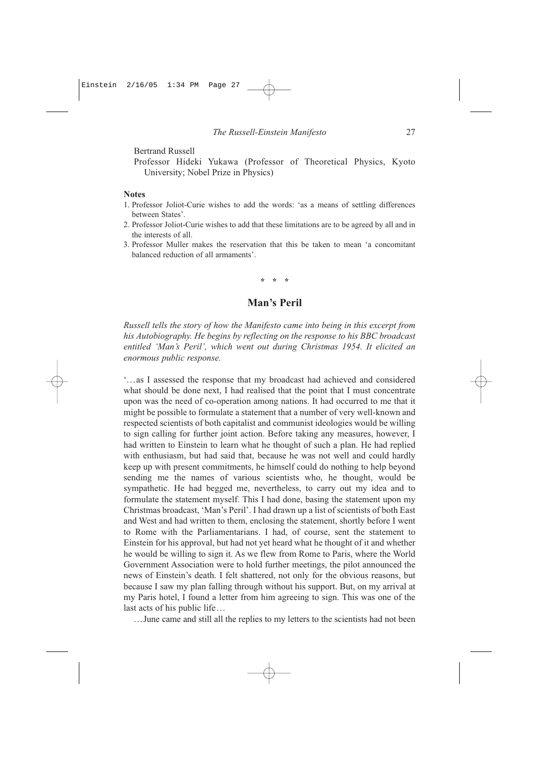Bertrand Russell

Professor Hideki Yukawa (Professor of Theoretical Physics, Kyoto University; Nobel Prize in Physics)

**Notes**

1. Professor Joliot-Curie wishes to add the words: 'as a means of settling differences between States'.
2. Professor Joliot-Curie wishes to add that these limitations are to be agreed by all and in the interests of all.
3. Professor Muller makes the reservation that this be taken to mean 'a concomitant balanced reduction of all armaments'.

\* \* \*

## Man's Peril

*Russell tells the story of how the Manifesto came into being in this excerpt from his Autobiography. He begins by reflecting on the response to his BBC broadcast entitled 'Man's Peril', which went out during Christmas 1954. It elicited an enormous public response.*

'…as I assessed the response that my broadcast had achieved and considered what should be done next, I had realised that the point that I must concentrate upon was the need of co-operation among nations. It had occurred to me that it might be possible to formulate a statement that a number of very well-known and respected scientists of both capitalist and communist ideologies would be willing to sign calling for further joint action. Before taking any measures, however, I had written to Einstein to learn what he thought of such a plan. He had replied with enthusiasm, but had said that, because he was not well and could hardly keep up with present commitments, he himself could do nothing to help beyond sending me the names of various scientists who, he thought, would be sympathetic. He had begged me, nevertheless, to carry out my idea and to formulate the statement myself. This I had done, basing the statement upon my Christmas broadcast, 'Man's Peril'. I had drawn up a list of scientists of both East and West and had written to them, enclosing the statement, shortly before I went to Rome with the Parliamentarians. I had, of course, sent the statement to Einstein for his approval, but had not yet heard what he thought of it and whether he would be willing to sign it. As we flew from Rome to Paris, where the World Government Association were to hold further meetings, the pilot announced the news of Einstein's death. I felt shattered, not only for the obvious reasons, but because I saw my plan falling through without his support. But, on my arrival at my Paris hotel, I found a letter from him agreeing to sign. This was one of the last acts of his public life…

…June came and still all the replies to my letters to the scientists had not been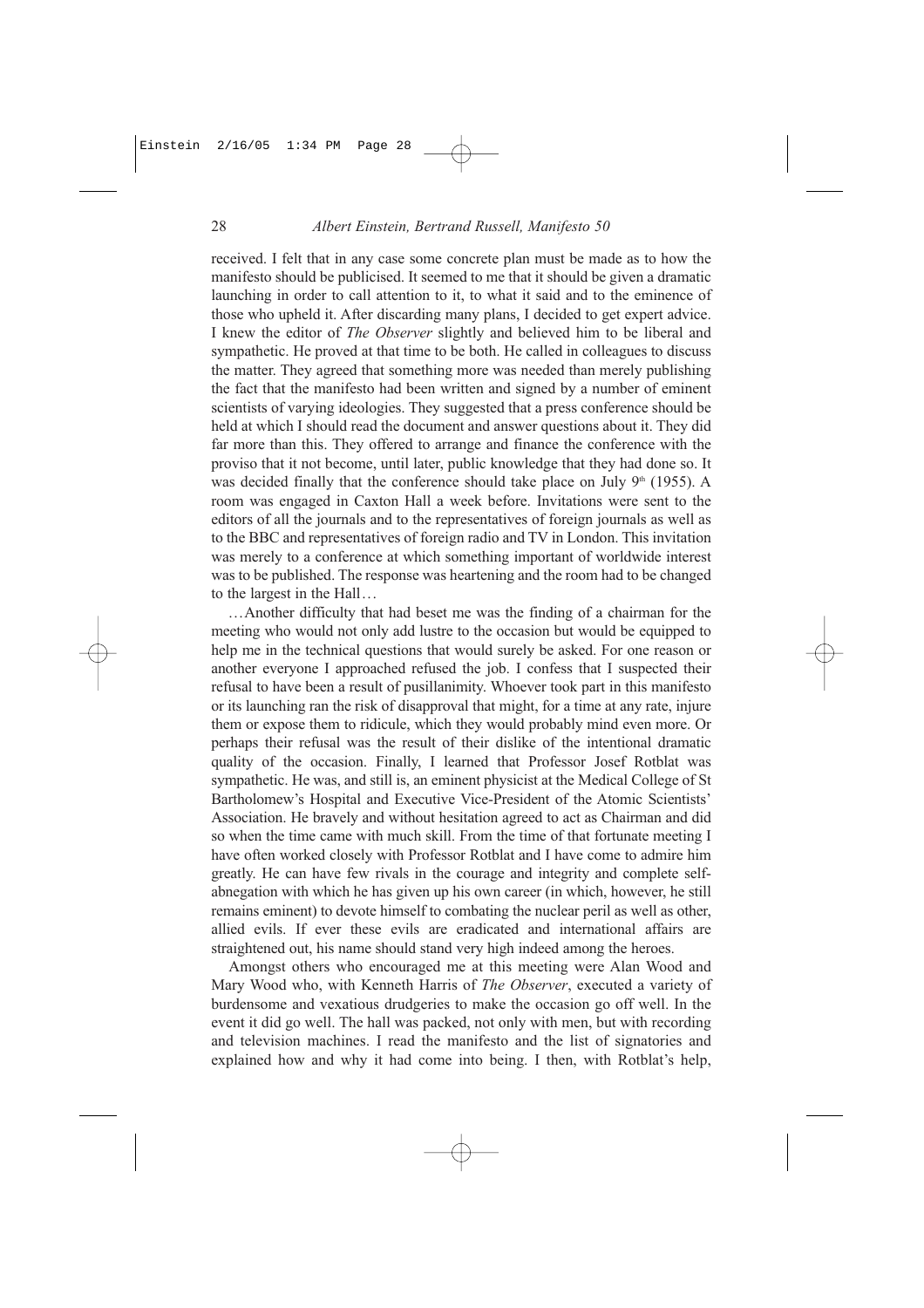received. I felt that in any case some concrete plan must be made as to how the manifesto should be publicised. It seemed to me that it should be given a dramatic launching in order to call attention to it, to what it said and to the eminence of those who upheld it. After discarding many plans, I decided to get expert advice. I knew the editor of *The Observer* slightly and believed him to be liberal and sympathetic. He proved at that time to be both. He called in colleagues to discuss the matter. They agreed that something more was needed than merely publishing the fact that the manifesto had been written and signed by a number of eminent scientists of varying ideologies. They suggested that a press conference should be held at which I should read the document and answer questions about it. They did far more than this. They offered to arrange and finance the conference with the proviso that it not become, until later, public knowledge that they had done so. It was decided finally that the conference should take place on July 9th (1955). A room was engaged in Caxton Hall a week before. Invitations were sent to the editors of all the journals and to the representatives of foreign journals as well as to the BBC and representatives of foreign radio and TV in London. This invitation was merely to a conference at which something important of worldwide interest was to be published. The response was heartening and the room had to be changed to the largest in the Hall…

…Another difficulty that had beset me was the finding of a chairman for the meeting who would not only add lustre to the occasion but would be equipped to help me in the technical questions that would surely be asked. For one reason or another everyone I approached refused the job. I confess that I suspected their refusal to have been a result of pusillanimity. Whoever took part in this manifesto or its launching ran the risk of disapproval that might, for a time at any rate, injure them or expose them to ridicule, which they would probably mind even more. Or perhaps their refusal was the result of their dislike of the intentional dramatic quality of the occasion. Finally, I learned that Professor Josef Rotblat was sympathetic. He was, and still is, an eminent physicist at the Medical College of St Bartholomew's Hospital and Executive Vice-President of the Atomic Scientists' Association. He bravely and without hesitation agreed to act as Chairman and did so when the time came with much skill. From the time of that fortunate meeting I have often worked closely with Professor Rotblat and I have come to admire him greatly. He can have few rivals in the courage and integrity and complete self-abnegation with which he has given up his own career (in which, however, he still remains eminent) to devote himself to combating the nuclear peril as well as other, allied evils. If ever these evils are eradicated and international affairs are straightened out, his name should stand very high indeed among the heroes.

Amongst others who encouraged me at this meeting were Alan Wood and Mary Wood who, with Kenneth Harris of *The Observer*, executed a variety of burdensome and vexatious drudgeries to make the occasion go off well. In the event it did go well. The hall was packed, not only with men, but with recording and television machines. I read the manifesto and the list of signatories and explained how and why it had come into being. I then, with Rotblat's help,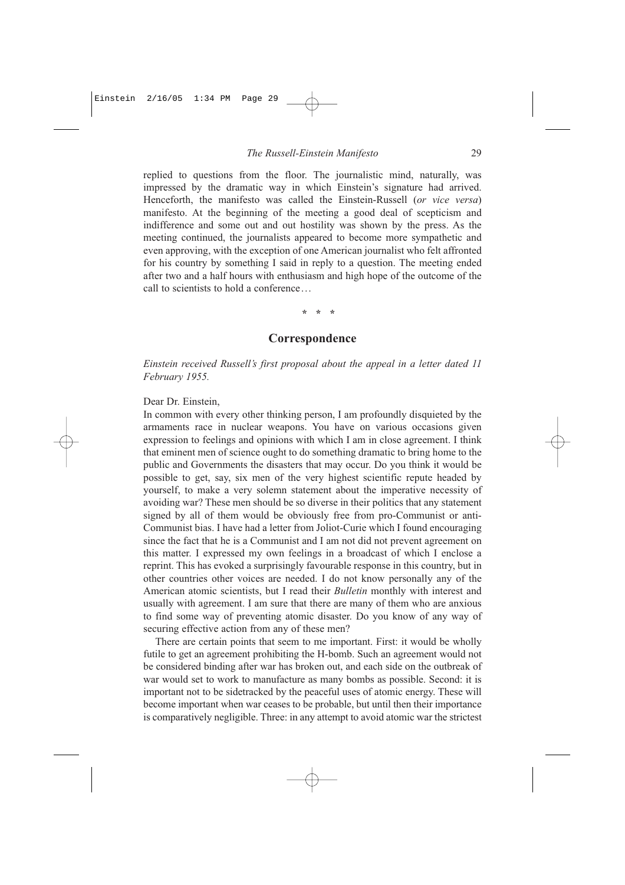replied to questions from the floor. The journalistic mind, naturally, was impressed by the dramatic way in which Einstein's signature had arrived. Henceforth, the manifesto was called the Einstein-Russell (*or vice versa*) manifesto. At the beginning of the meeting a good deal of scepticism and indifference and some out and out hostility was shown by the press. As the meeting continued, the journalists appeared to become more sympathetic and even approving, with the exception of one American journalist who felt affronted for his country by something I said in reply to a question. The meeting ended after two and a half hours with enthusiasm and high hope of the outcome of the call to scientists to hold a conference…

\* \* \*

## Correspondence

*Einstein received Russell's first proposal about the appeal in a letter dated 11 February 1955.*

Dear Dr. Einstein,

In common with every other thinking person, I am profoundly disquieted by the armaments race in nuclear weapons. You have on various occasions given expression to feelings and opinions with which I am in close agreement. I think that eminent men of science ought to do something dramatic to bring home to the public and Governments the disasters that may occur. Do you think it would be possible to get, say, six men of the very highest scientific repute headed by yourself, to make a very solemn statement about the imperative necessity of avoiding war? These men should be so diverse in their politics that any statement signed by all of them would be obviously free from pro-Communist or anti-Communist bias. I have had a letter from Joliot-Curie which I found encouraging since the fact that he is a Communist and I am not did not prevent agreement on this matter. I expressed my own feelings in a broadcast of which I enclose a reprint. This has evoked a surprisingly favourable response in this country, but in other countries other voices are needed. I do not know personally any of the American atomic scientists, but I read their *Bulletin* monthly with interest and usually with agreement. I am sure that there are many of them who are anxious to find some way of preventing atomic disaster. Do you know of any way of securing effective action from any of these men?

There are certain points that seem to me important. First: it would be wholly futile to get an agreement prohibiting the H-bomb. Such an agreement would not be considered binding after war has broken out, and each side on the outbreak of war would set to work to manufacture as many bombs as possible. Second: it is important not to be sidetracked by the peaceful uses of atomic energy. These will become important when war ceases to be probable, but until then their importance is comparatively negligible. Three: in any attempt to avoid atomic war the strictest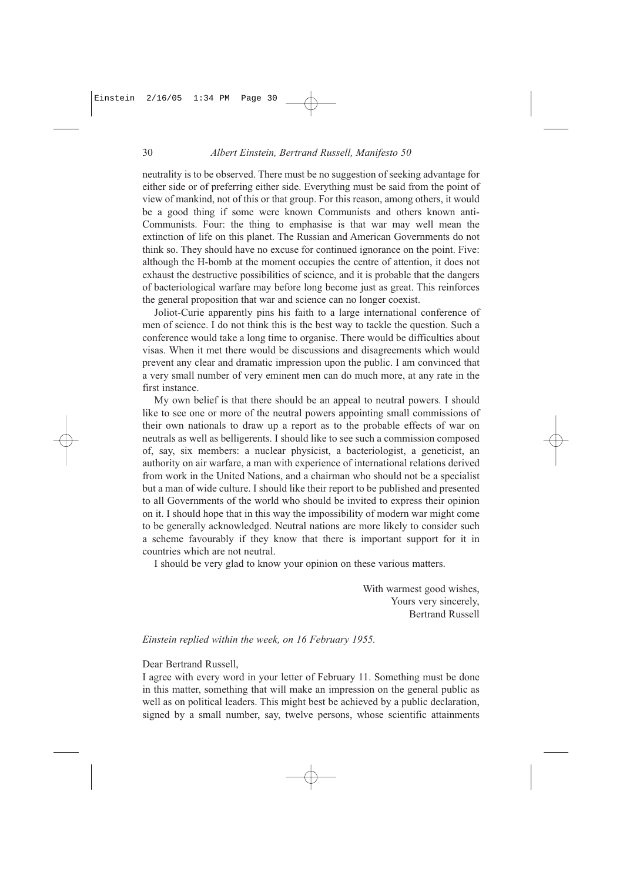neutrality is to be observed. There must be no suggestion of seeking advantage for either side or of preferring either side. Everything must be said from the point of view of mankind, not of this or that group. For this reason, among others, it would be a good thing if some were known Communists and others known anti-Communists. Four: the thing to emphasise is that war may well mean the extinction of life on this planet. The Russian and American Governments do not think so. They should have no excuse for continued ignorance on the point. Five: although the H-bomb at the moment occupies the centre of attention, it does not exhaust the destructive possibilities of science, and it is probable that the dangers of bacteriological warfare may before long become just as great. This reinforces the general proposition that war and science can no longer coexist.

Joliot-Curie apparently pins his faith to a large international conference of men of science. I do not think this is the best way to tackle the question. Such a conference would take a long time to organise. There would be difficulties about visas. When it met there would be discussions and disagreements which would prevent any clear and dramatic impression upon the public. I am convinced that a very small number of very eminent men can do much more, at any rate in the first instance.

My own belief is that there should be an appeal to neutral powers. I should like to see one or more of the neutral powers appointing small commissions of their own nationals to draw up a report as to the probable effects of war on neutrals as well as belligerents. I should like to see such a commission composed of, say, six members: a nuclear physicist, a bacteriologist, a geneticist, an authority on air warfare, a man with experience of international relations derived from work in the United Nations, and a chairman who should not be a specialist but a man of wide culture. I should like their report to be published and presented to all Governments of the world who should be invited to express their opinion on it. I should hope that in this way the impossibility of modern war might come to be generally acknowledged. Neutral nations are more likely to consider such a scheme favourably if they know that there is important support for it in countries which are not neutral.

I should be very glad to know your opinion on these various matters.

With warmest good wishes,
Yours very sincerely,
Bertrand Russell

*Einstein replied within the week, on 16 February 1955.*

Dear Bertrand Russell,

I agree with every word in your letter of February 11. Something must be done in this matter, something that will make an impression on the general public as well as on political leaders. This might best be achieved by a public declaration, signed by a small number, say, twelve persons, whose scientific attainments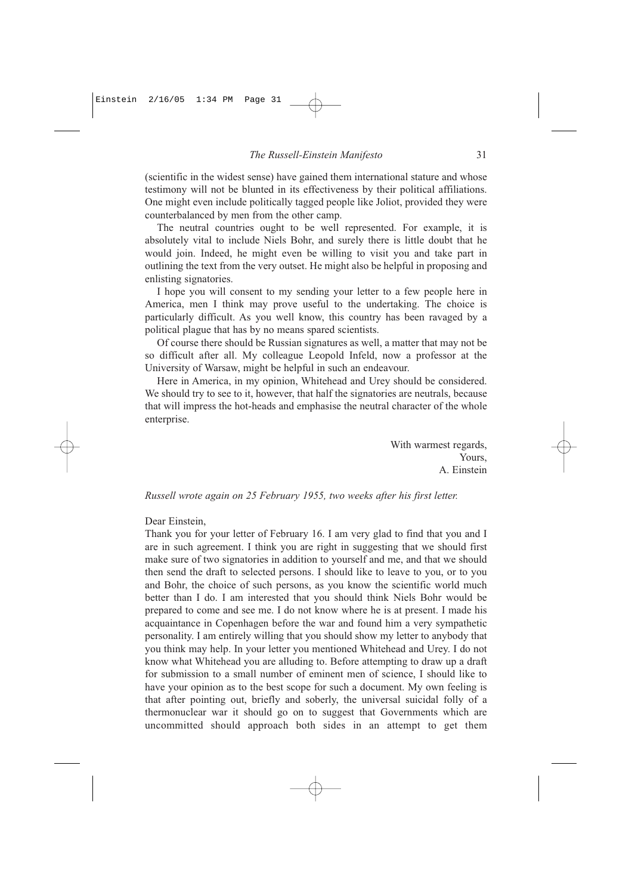(scientific in the widest sense) have gained them international stature and whose testimony will not be blunted in its effectiveness by their political affiliations. One might even include politically tagged people like Joliot, provided they were counterbalanced by men from the other camp.

The neutral countries ought to be well represented. For example, it is absolutely vital to include Niels Bohr, and surely there is little doubt that he would join. Indeed, he might even be willing to visit you and take part in outlining the text from the very outset. He might also be helpful in proposing and enlisting signatories.

I hope you will consent to my sending your letter to a few people here in America, men I think may prove useful to the undertaking. The choice is particularly difficult. As you well know, this country has been ravaged by a political plague that has by no means spared scientists.

Of course there should be Russian signatures as well, a matter that may not be so difficult after all. My colleague Leopold Infeld, now a professor at the University of Warsaw, might be helpful in such an endeavour.

Here in America, in my opinion, Whitehead and Urey should be considered. We should try to see to it, however, that half the signatories are neutrals, because that will impress the hot-heads and emphasise the neutral character of the whole enterprise.

With warmest regards,
Yours,
A. Einstein

*Russell wrote again on 25 February 1955, two weeks after his first letter.*

Dear Einstein,

Thank you for your letter of February 16. I am very glad to find that you and I are in such agreement. I think you are right in suggesting that we should first make sure of two signatories in addition to yourself and me, and that we should then send the draft to selected persons. I should like to leave to you, or to you and Bohr, the choice of such persons, as you know the scientific world much better than I do. I am interested that you should think Niels Bohr would be prepared to come and see me. I do not know where he is at present. I made his acquaintance in Copenhagen before the war and found him a very sympathetic personality. I am entirely willing that you should show my letter to anybody that you think may help. In your letter you mentioned Whitehead and Urey. I do not know what Whitehead you are alluding to. Before attempting to draw up a draft for submission to a small number of eminent men of science, I should like to have your opinion as to the best scope for such a document. My own feeling is that after pointing out, briefly and soberly, the universal suicidal folly of a thermonuclear war it should go on to suggest that Governments which are uncommitted should approach both sides in an attempt to get them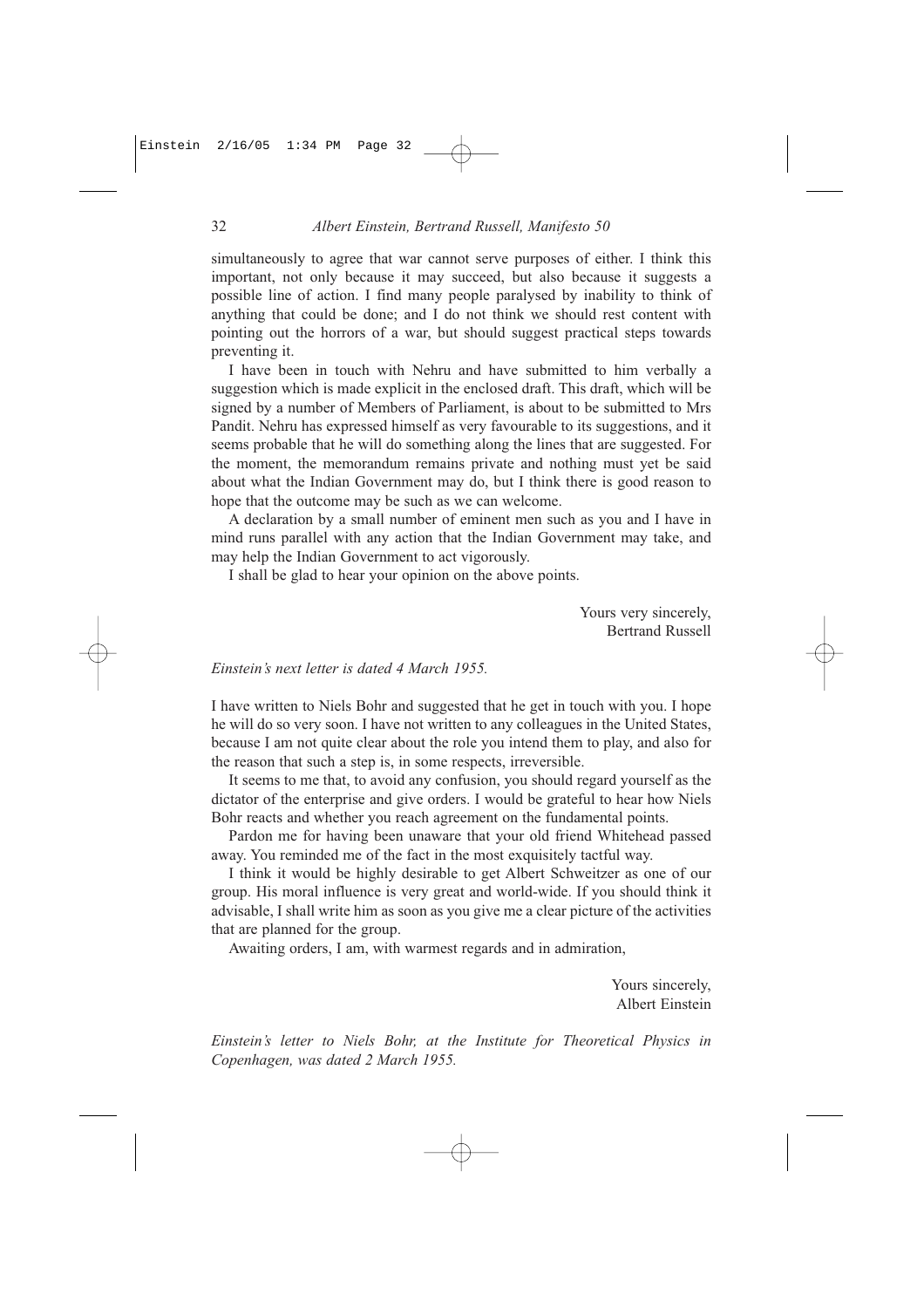simultaneously to agree that war cannot serve purposes of either. I think this important, not only because it may succeed, but also because it suggests a possible line of action. I find many people paralysed by inability to think of anything that could be done; and I do not think we should rest content with pointing out the horrors of a war, but should suggest practical steps towards preventing it.

I have been in touch with Nehru and have submitted to him verbally a suggestion which is made explicit in the enclosed draft. This draft, which will be signed by a number of Members of Parliament, is about to be submitted to Mrs Pandit. Nehru has expressed himself as very favourable to its suggestions, and it seems probable that he will do something along the lines that are suggested. For the moment, the memorandum remains private and nothing must yet be said about what the Indian Government may do, but I think there is good reason to hope that the outcome may be such as we can welcome.

A declaration by a small number of eminent men such as you and I have in mind runs parallel with any action that the Indian Government may take, and may help the Indian Government to act vigorously.

I shall be glad to hear your opinion on the above points.

Yours very sincerely,
Bertrand Russell

*Einstein's next letter is dated 4 March 1955.*

I have written to Niels Bohr and suggested that he get in touch with you. I hope he will do so very soon. I have not written to any colleagues in the United States, because I am not quite clear about the role you intend them to play, and also for the reason that such a step is, in some respects, irreversible.

It seems to me that, to avoid any confusion, you should regard yourself as the dictator of the enterprise and give orders. I would be grateful to hear how Niels Bohr reacts and whether you reach agreement on the fundamental points.

Pardon me for having been unaware that your old friend Whitehead passed away. You reminded me of the fact in the most exquisitely tactful way.

I think it would be highly desirable to get Albert Schweitzer as one of our group. His moral influence is very great and world-wide. If you should think it advisable, I shall write him as soon as you give me a clear picture of the activities that are planned for the group.

Awaiting orders, I am, with warmest regards and in admiration,

Yours sincerely,
Albert Einstein

*Einstein's letter to Niels Bohr, at the Institute for Theoretical Physics in Copenhagen, was dated 2 March 1955.*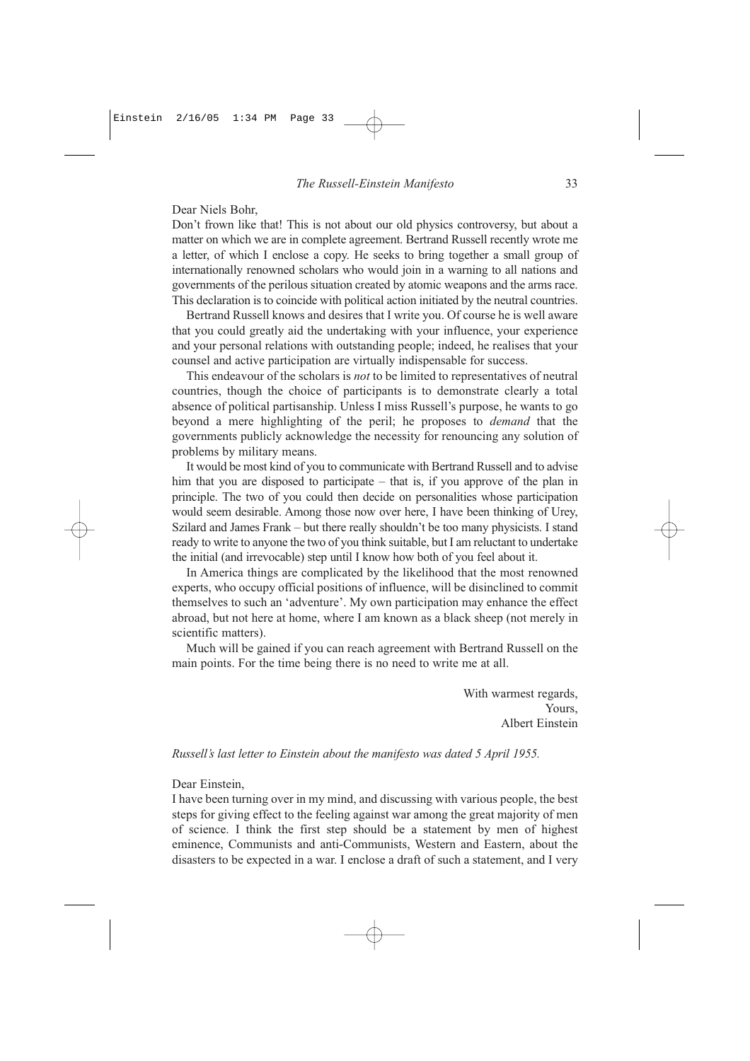Dear Niels Bohr,

Don't frown like that! This is not about our old physics controversy, but about a matter on which we are in complete agreement. Bertrand Russell recently wrote me a letter, of which I enclose a copy. He seeks to bring together a small group of internationally renowned scholars who would join in a warning to all nations and governments of the perilous situation created by atomic weapons and the arms race. This declaration is to coincide with political action initiated by the neutral countries.

Bertrand Russell knows and desires that I write you. Of course he is well aware that you could greatly aid the undertaking with your influence, your experience and your personal relations with outstanding people; indeed, he realises that your counsel and active participation are virtually indispensable for success.

This endeavour of the scholars is *not* to be limited to representatives of neutral countries, though the choice of participants is to demonstrate clearly a total absence of political partisanship. Unless I miss Russell's purpose, he wants to go beyond a mere highlighting of the peril; he proposes to *demand* that the governments publicly acknowledge the necessity for renouncing any solution of problems by military means.

It would be most kind of you to communicate with Bertrand Russell and to advise him that you are disposed to participate – that is, if you approve of the plan in principle. The two of you could then decide on personalities whose participation would seem desirable. Among those now over here, I have been thinking of Urey, Szilard and James Frank – but there really shouldn't be too many physicists. I stand ready to write to anyone the two of you think suitable, but I am reluctant to undertake the initial (and irrevocable) step until I know how both of you feel about it.

In America things are complicated by the likelihood that the most renowned experts, who occupy official positions of influence, will be disinclined to commit themselves to such an 'adventure'. My own participation may enhance the effect abroad, but not here at home, where I am known as a black sheep (not merely in scientific matters).

Much will be gained if you can reach agreement with Bertrand Russell on the main points. For the time being there is no need to write me at all.

With warmest regards,
Yours,
Albert Einstein

*Russell's last letter to Einstein about the manifesto was dated 5 April 1955.*

Dear Einstein,

I have been turning over in my mind, and discussing with various people, the best steps for giving effect to the feeling against war among the great majority of men of science. I think the first step should be a statement by men of highest eminence, Communists and anti-Communists, Western and Eastern, about the disasters to be expected in a war. I enclose a draft of such a statement, and I very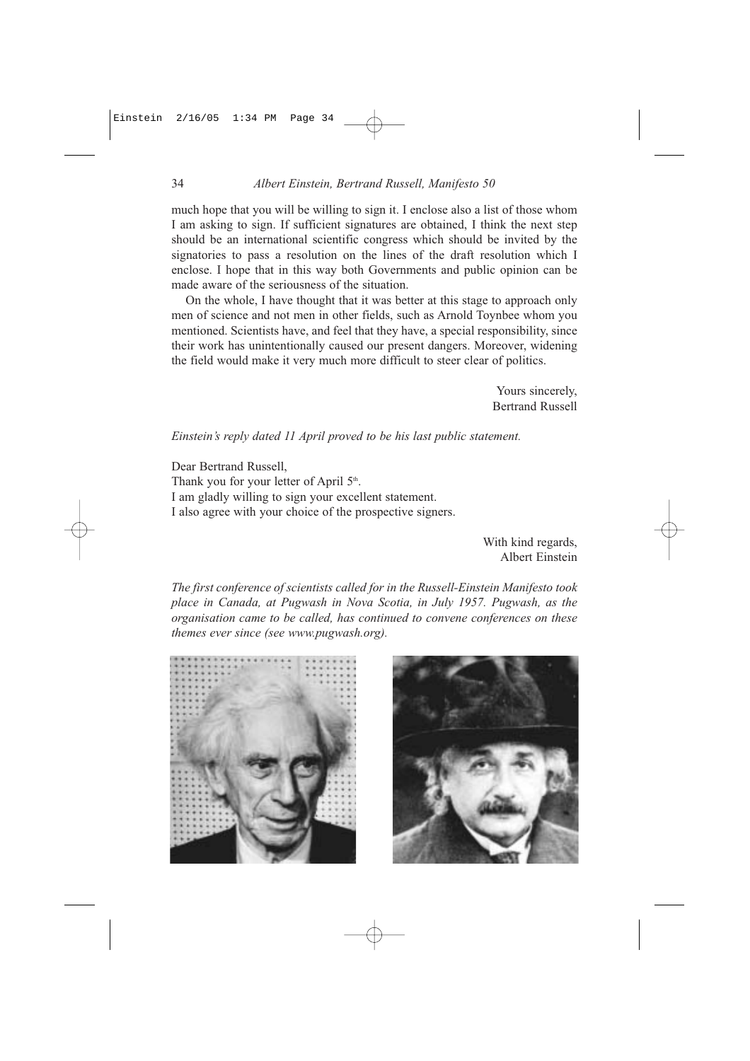much hope that you will be willing to sign it. I enclose also a list of those whom I am asking to sign. If sufficient signatures are obtained, I think the next step should be an international scientific congress which should be invited by the signatories to pass a resolution on the lines of the draft resolution which I enclose. I hope that in this way both Governments and public opinion can be made aware of the seriousness of the situation.

On the whole, I have thought that it was better at this stage to approach only men of science and not men in other fields, such as Arnold Toynbee whom you mentioned. Scientists have, and feel that they have, a special responsibility, since their work has unintentionally caused our present dangers. Moreover, widening the field would make it very much more difficult to steer clear of politics.

Yours sincerely,
Bertrand Russell

*Einstein's reply dated 11 April proved to be his last public statement.*

Dear Bertrand Russell,
Thank you for your letter of April 5th.
I am gladly willing to sign your excellent statement.
I also agree with your choice of the prospective signers.

With kind regards,
Albert Einstein

*The first conference of scientists called for in the Russell-Einstein Manifesto took place in Canada, at Pugwash in Nova Scotia, in July 1957. Pugwash, as the organisation came to be called, has continued to convene conferences on these themes ever since (see www.pugwash.org).*